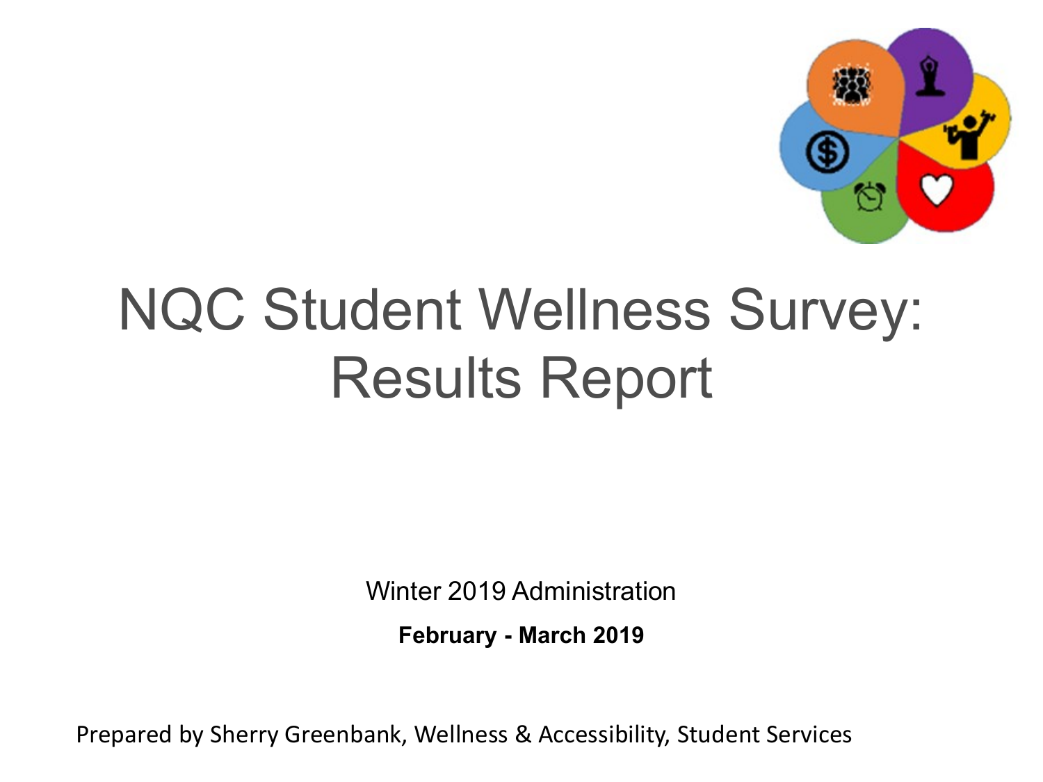# NQC Student Wellness Survey: Results Report

Winter 2019 Administration

**February - March 2019**

Prepared by Sherry Greenbank, Wellness & Accessibility, Student Services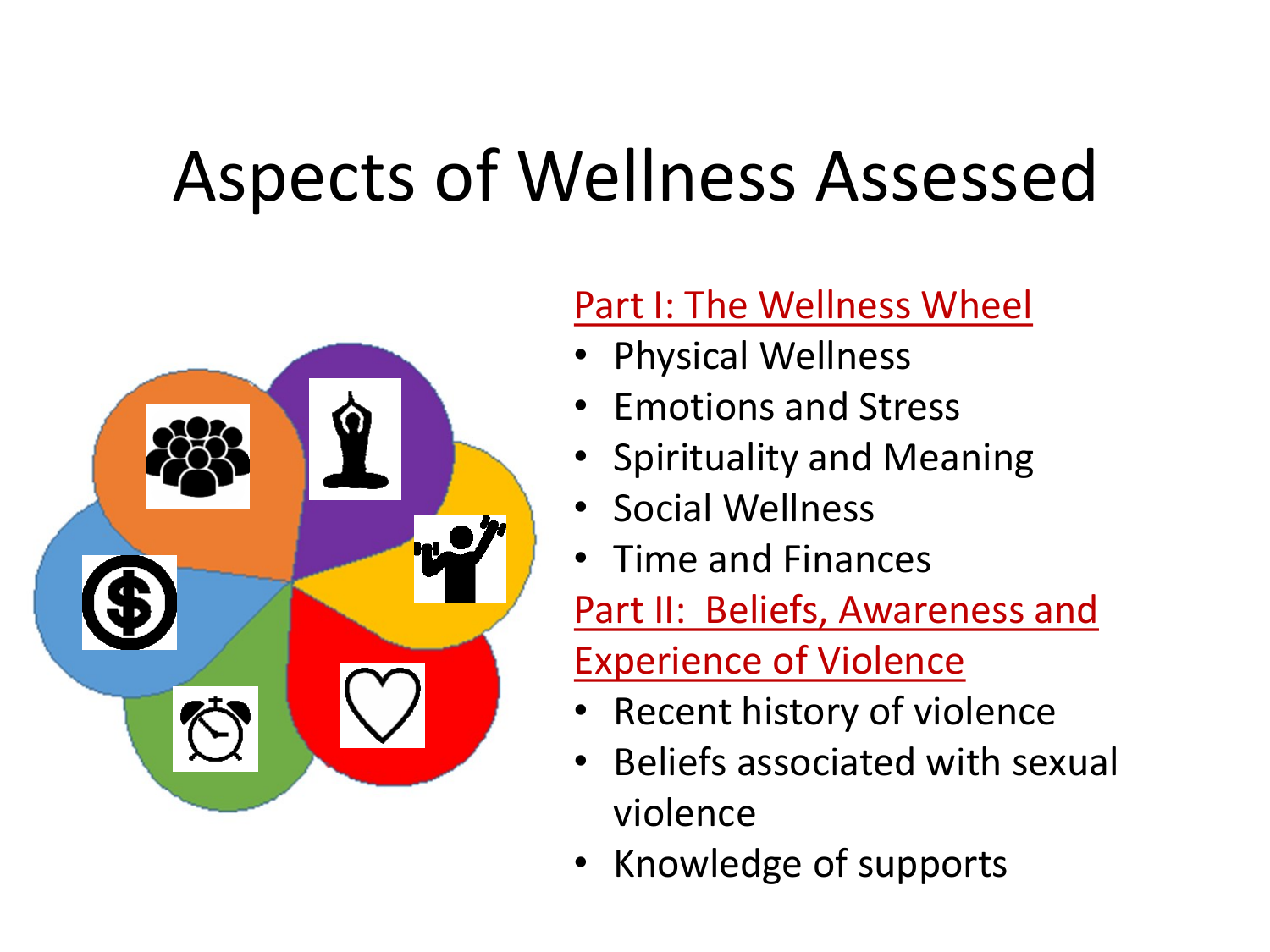# Aspects of Wellness Assessed

Part I: The Wellness Wheel

- Physical Wellness
- Emotions and Stress
- Spirituality and Meaning
- Social Wellness
- Time and Finances

Part II: Beliefs, Awareness and Experience of Violence

- Recent history of violence
- Beliefs associated with sexual violence
- Knowledge of supports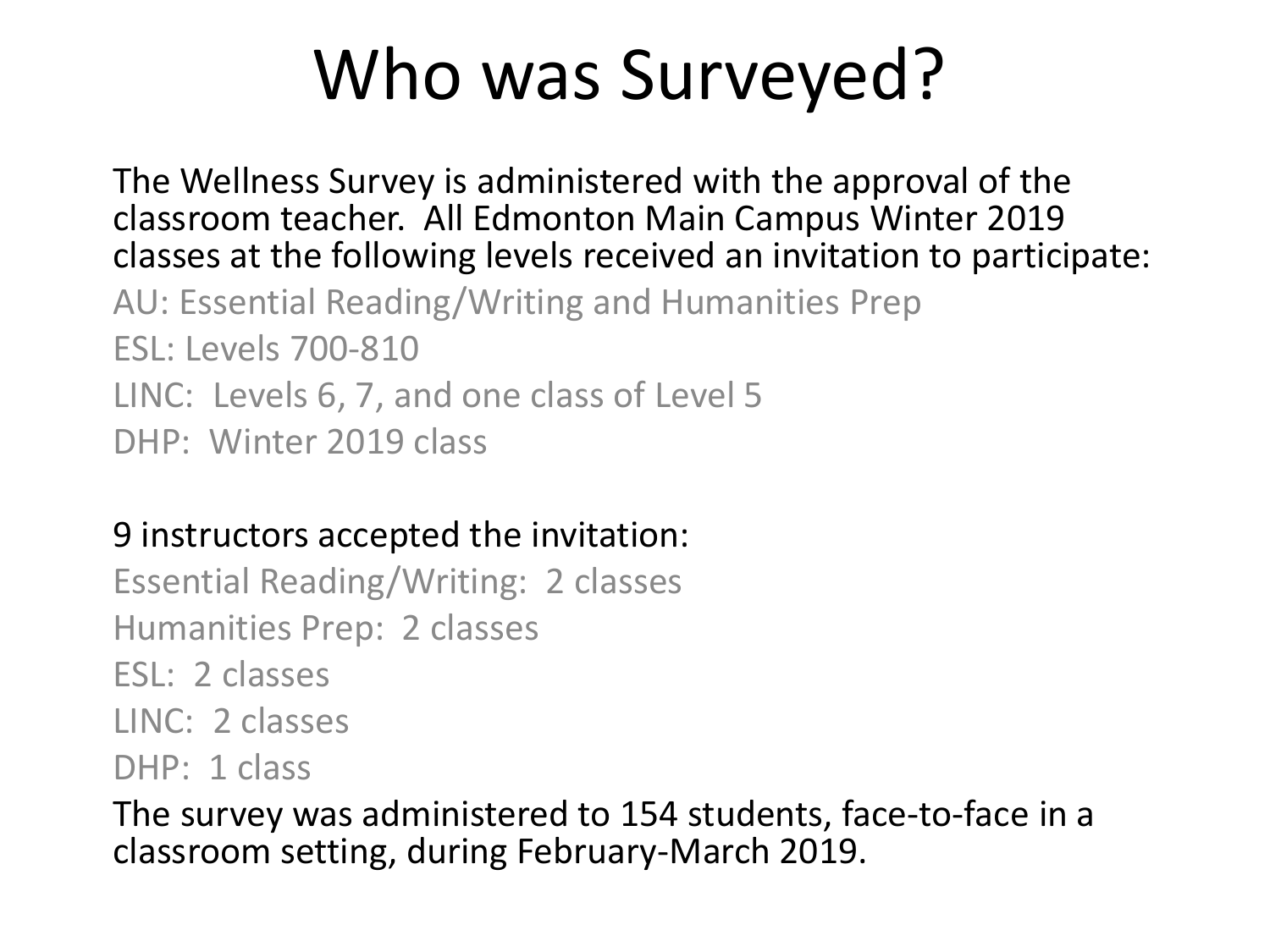# Who was Surveyed?

The Wellness Survey is administered with the approval of the classroom teacher. All Edmonton Main Campus Winter 2019 classes at the following levels received an invitation to participate:

AU: Essential Reading/Writing and Humanities Prep

ESL: Levels 700-810

LINC: Levels 6, 7, and one class of Level 5

DHP: Winter 2019 class

9 instructors accepted the invitation:

Essential Reading/Writing: 2 classes

Humanities Prep: 2 classes

ESL: 2 classes

LINC: 2 classes

DHP: 1 class

The survey was administered to 154 students, face-to-face in a classroom setting, during February-March 2019.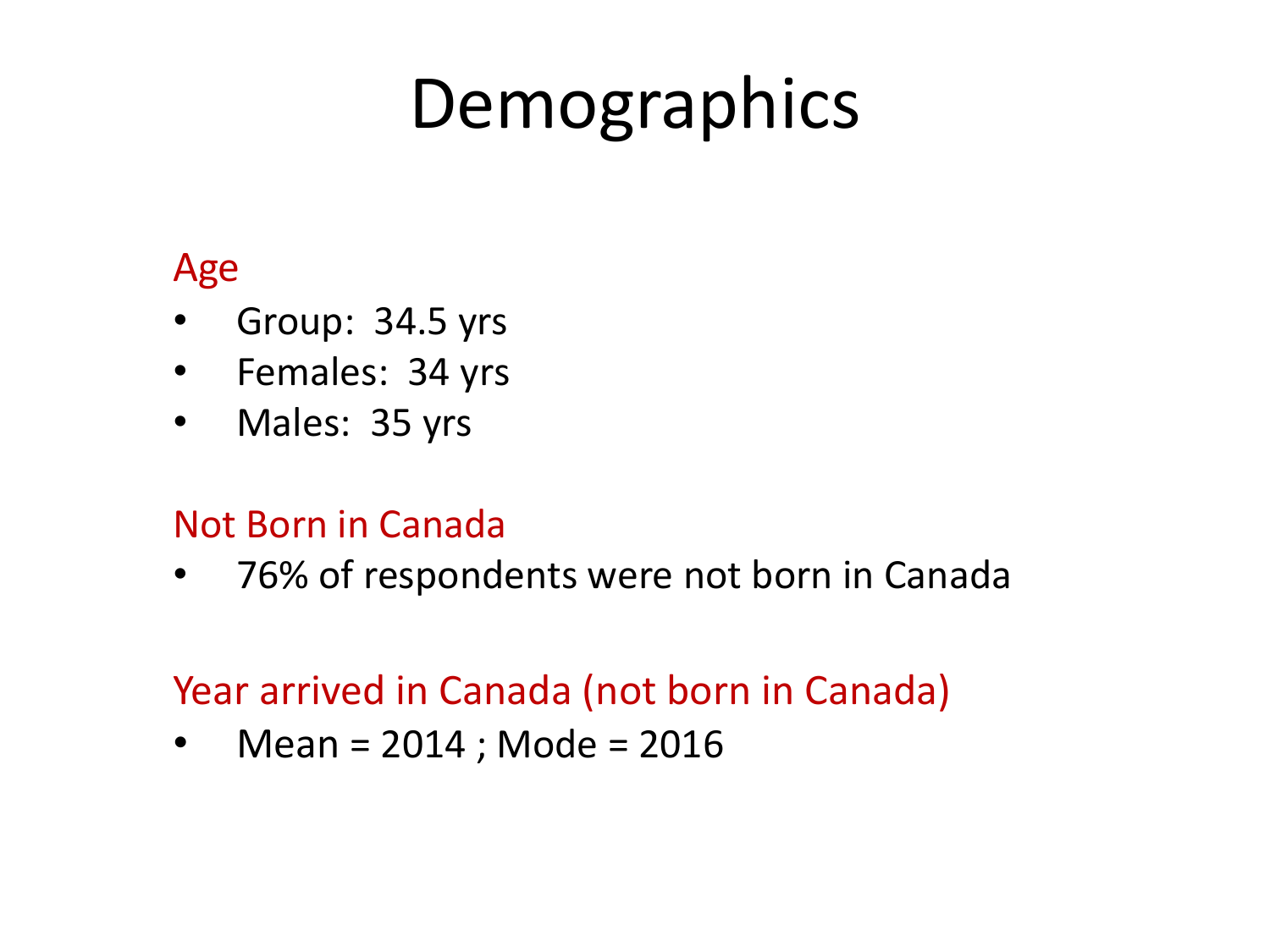# Demographics

## Age

- Group:  34.5 yrs
- Females:  34 yrs
- Males:  35 yrs

## Not Born in Canada

- 76% of respondents were not born in Canada

## Year arrived in Canada (not born in Canada)

- Mean = 2014 ; Mode = 2016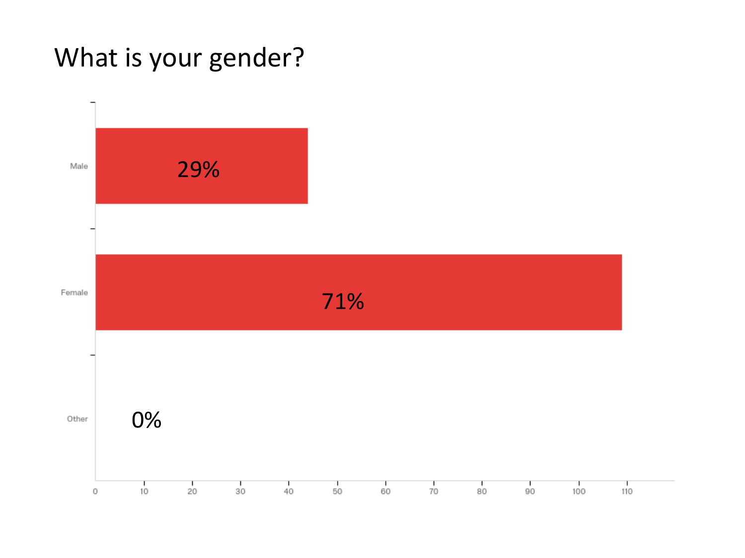# What is your gender?

| Gender | Percentage |
| --- | --- |
| Male | 29% |
| Female | 71% |
| Other | 0% |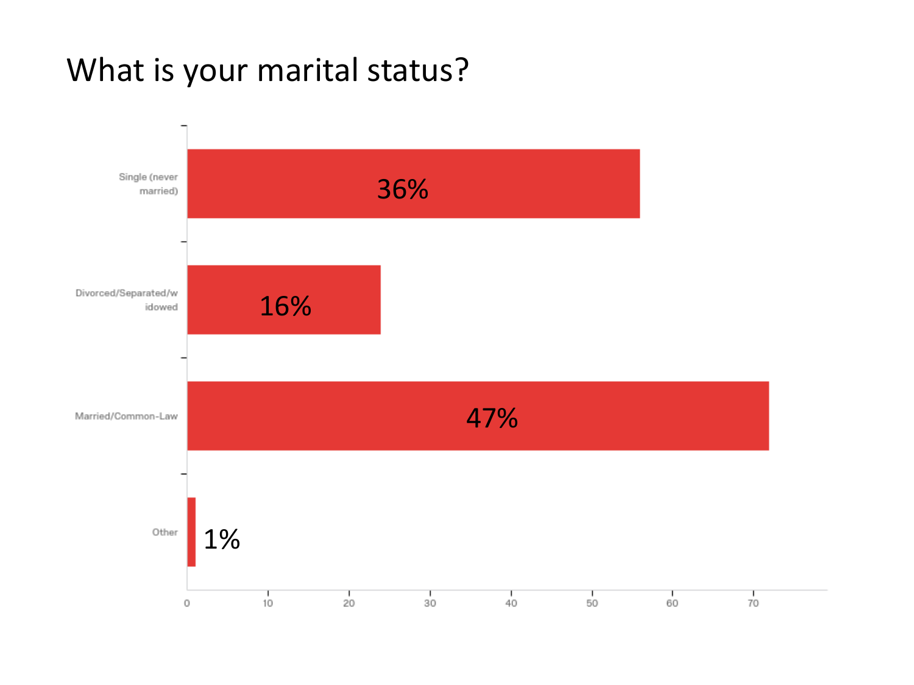# What is your marital status?

| Marital status | Percentage |
|---|---|
| Single (never married) | 36% |
| Divorced/Separated/widowed | 16% |
| Married/Common-Law | 47% |
| Other | 1% |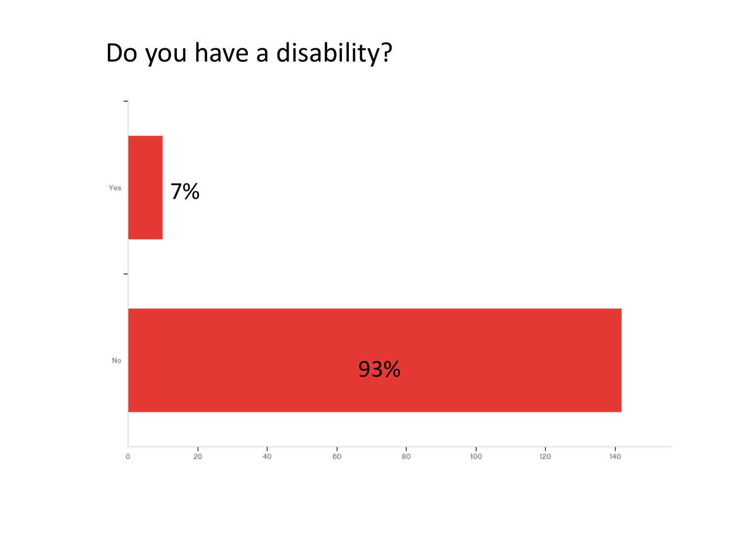# Do you have a disability?

| Response | Percentage |
|---|---|
| Yes | 7% |
| No | 93% |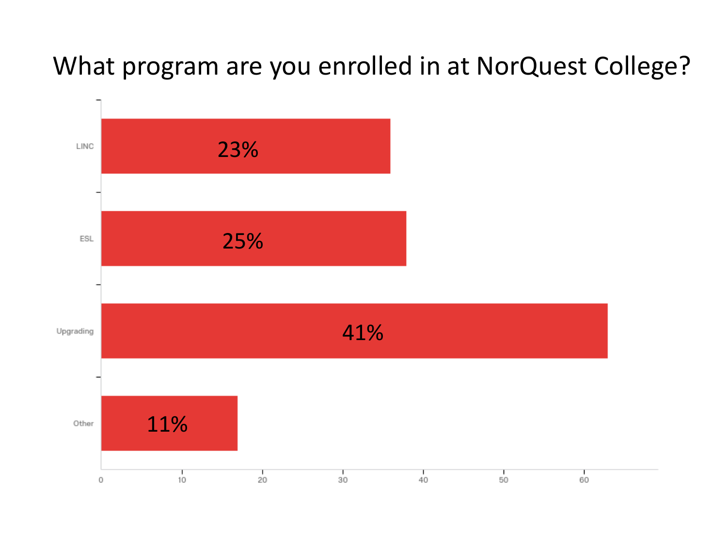# What program are you enrolled in at NorQuest College?

| Program | Percentage |
| --- | --- |
| LINC | 23% |
| ESL | 25% |
| Upgrading | 41% |
| Other | 11% |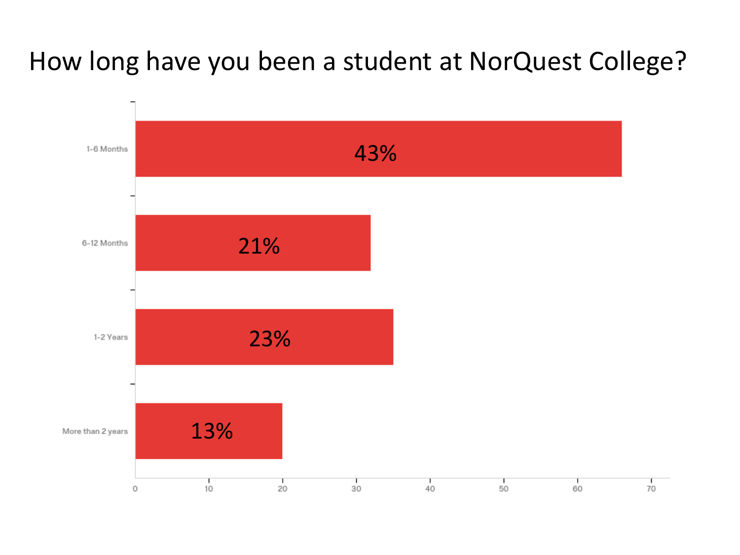# How long have you been a student at NorQuest College?

| Response | Percentage |
|---|---|
| 1-6 Months | 43% |
| 6-12 Months | 21% |
| 1-2 Years | 23% |
| More than 2 years | 13% |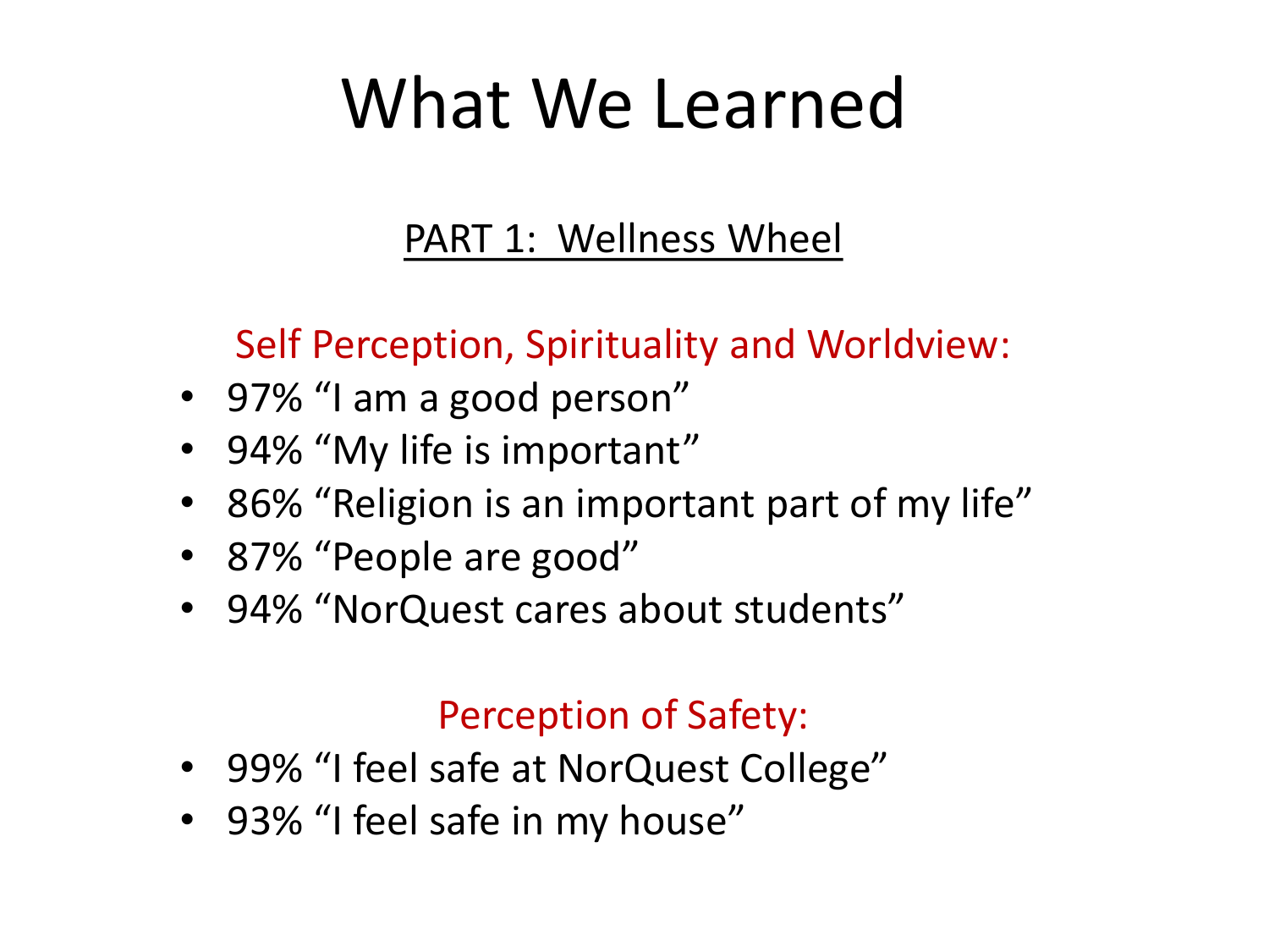# What We Learned

PART 1: Wellness Wheel

### Self Perception, Spirituality and Worldview:

- 97% “I am a good person”
- 94% “My life is important”
- 86% “Religion is an important part of my life”
- 87% “People are good”
- 94% “NorQuest cares about students”

### Perception of Safety:

- 99% “I feel safe at NorQuest College”
- 93% “I feel safe in my house”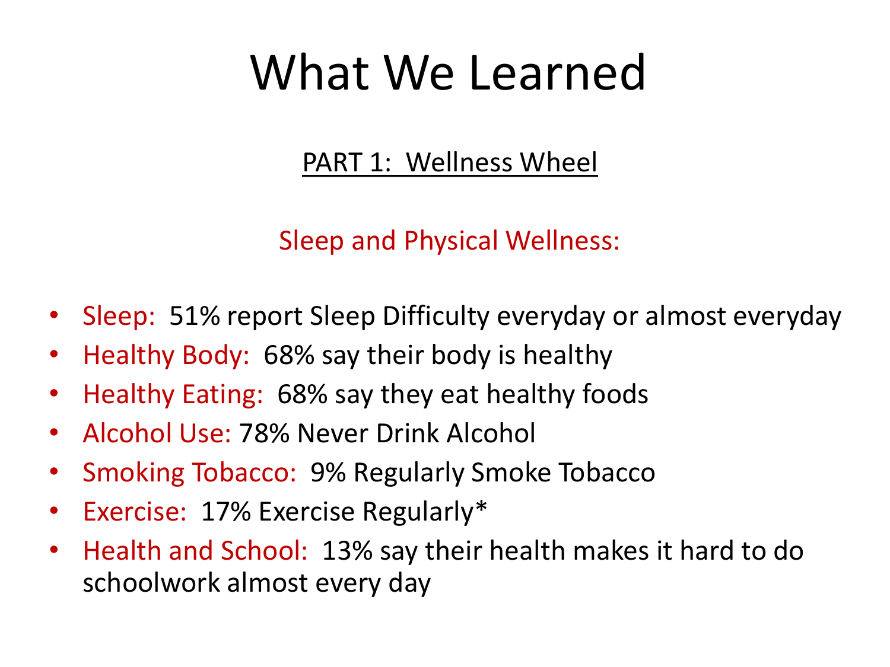# What We Learned

## PART 1: Wellness Wheel

### Sleep and Physical Wellness:

- Sleep: 51% report Sleep Difficulty everyday or almost everyday
- Healthy Body: 68% say their body is healthy
- Healthy Eating: 68% say they eat healthy foods
- Alcohol Use: 78% Never Drink Alcohol
- Smoking Tobacco: 9% Regularly Smoke Tobacco
- Exercise: 17% Exercise Regularly*
- Health and School: 13% say their health makes it hard to do schoolwork almost every day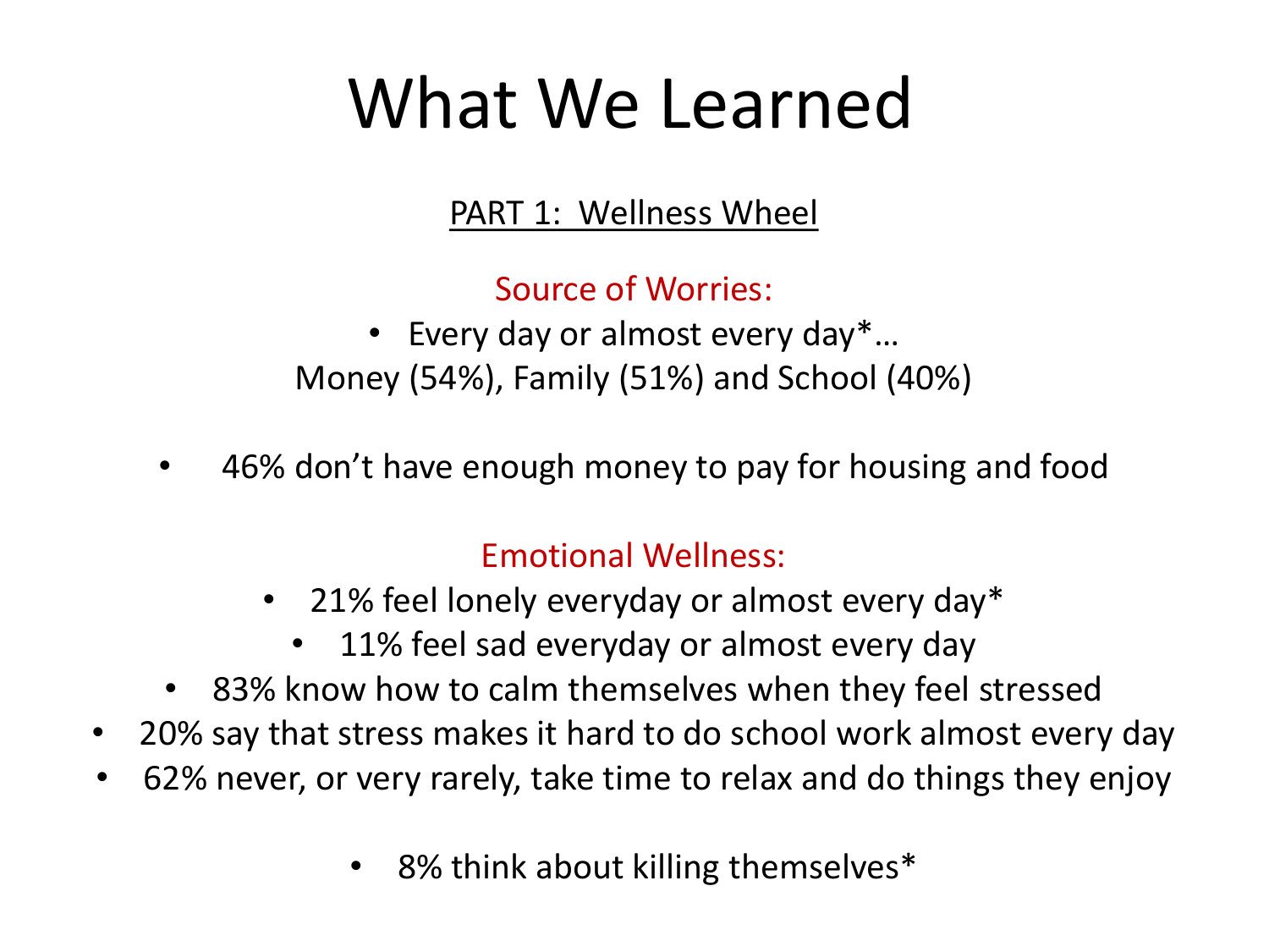# What We Learned

PART 1: Wellness Wheel

Source of Worries:

- Every day or almost every day*…

Money (54%), Family (51%) and School (40%)

- 46% don't have enough money to pay for housing and food

Emotional Wellness:

- 21% feel lonely everyday or almost every day*
- 11% feel sad everyday or almost every day
- 83% know how to calm themselves when they feel stressed
- 20% say that stress makes it hard to do school work almost every day
- 62% never, or very rarely, take time to relax and do things they enjoy

- 8% think about killing themselves*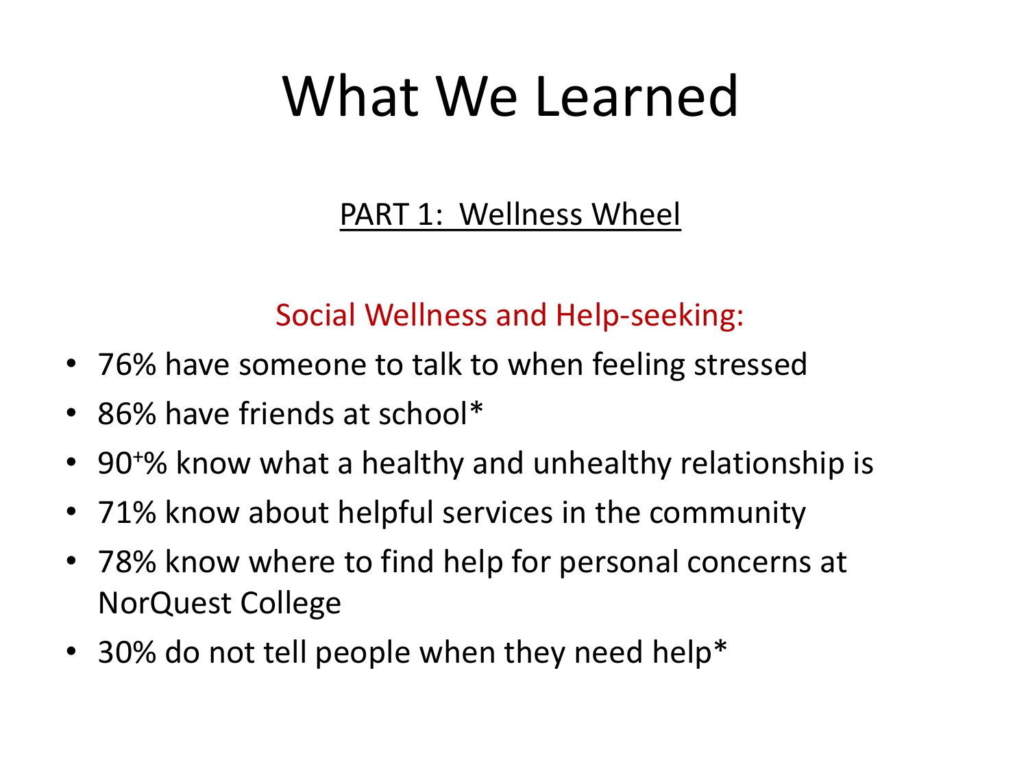# What We Learned

## PART 1: Wellness Wheel

### Social Wellness and Help-seeking:

- 76% have someone to talk to when feeling stressed
- 86% have friends at school*
- $90^{+}$% know what a healthy and unhealthy relationship is
- 71% know about helpful services in the community
- 78% know where to find help for personal concerns at NorQuest College
- 30% do not tell people when they need help*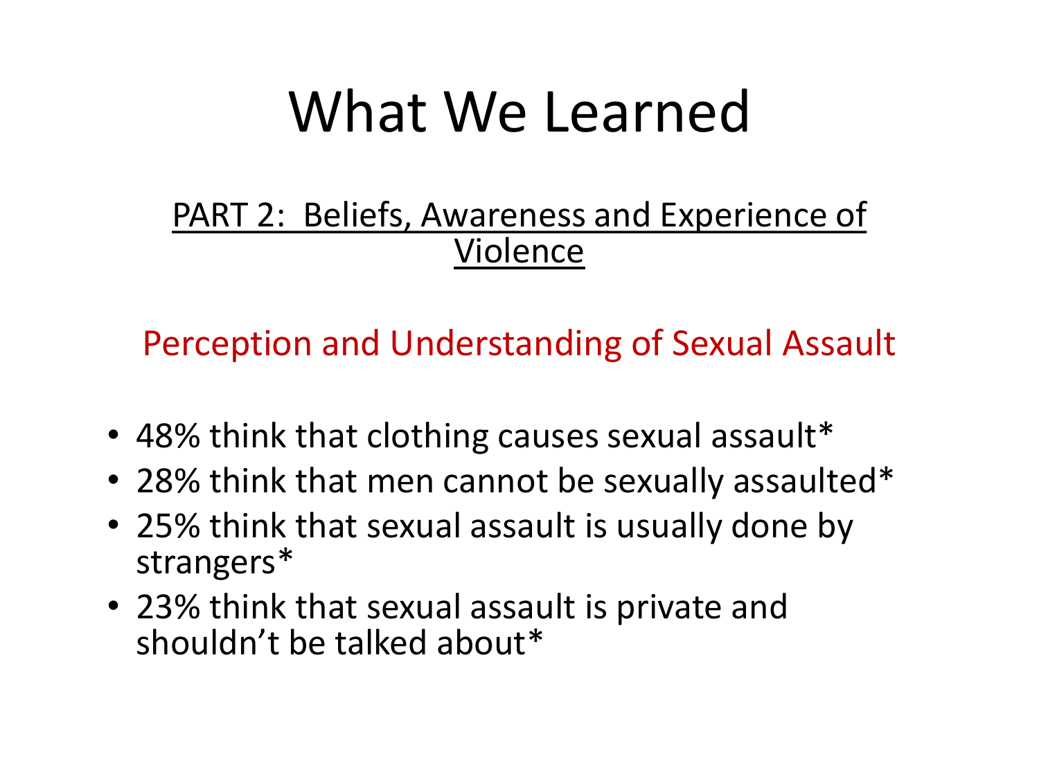# What We Learned

## PART 2: Beliefs, Awareness and Experience of Violence

### Perception and Understanding of Sexual Assault

- 48% think that clothing causes sexual assault*
- 28% think that men cannot be sexually assaulted*
- 25% think that sexual assault is usually done by strangers*
- 23% think that sexual assault is private and shouldn't be talked about*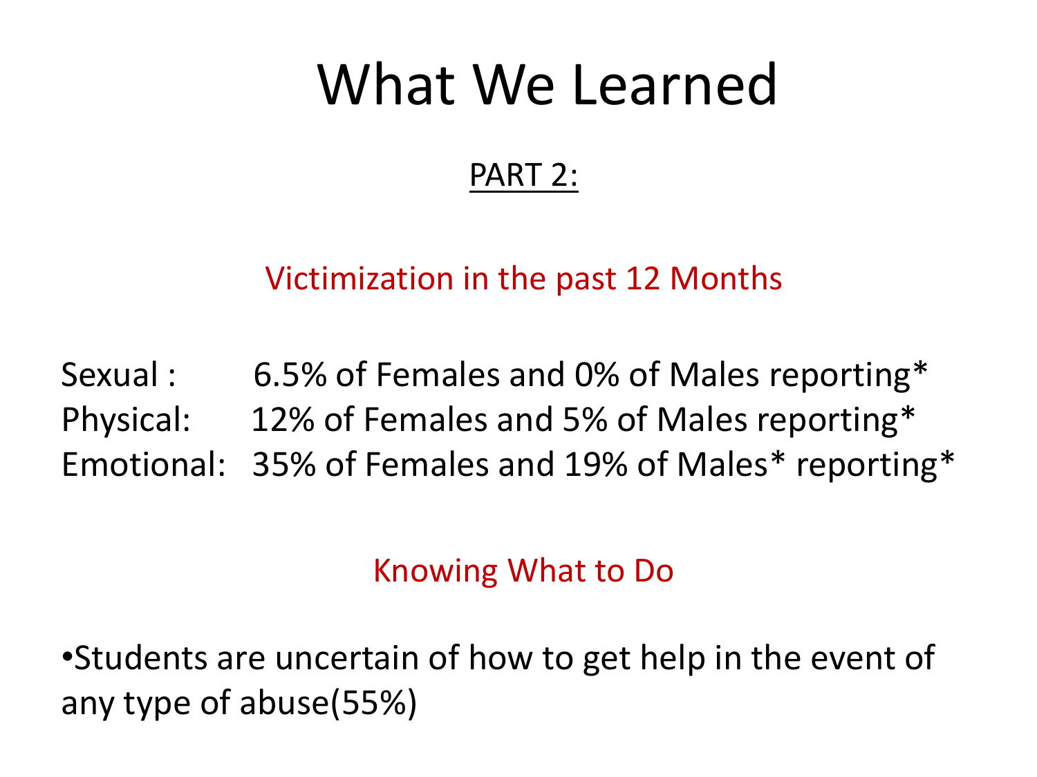# What We Learned

PART 2:

## Victimization in the past 12 Months

Sexual : 6.5% of Females and 0% of Males reporting*
Physical: 12% of Females and 5% of Males reporting*
Emotional: 35% of Females and 19% of Males* reporting*

## Knowing What to Do

- Students are uncertain of how to get help in the event of any type of abuse(55%)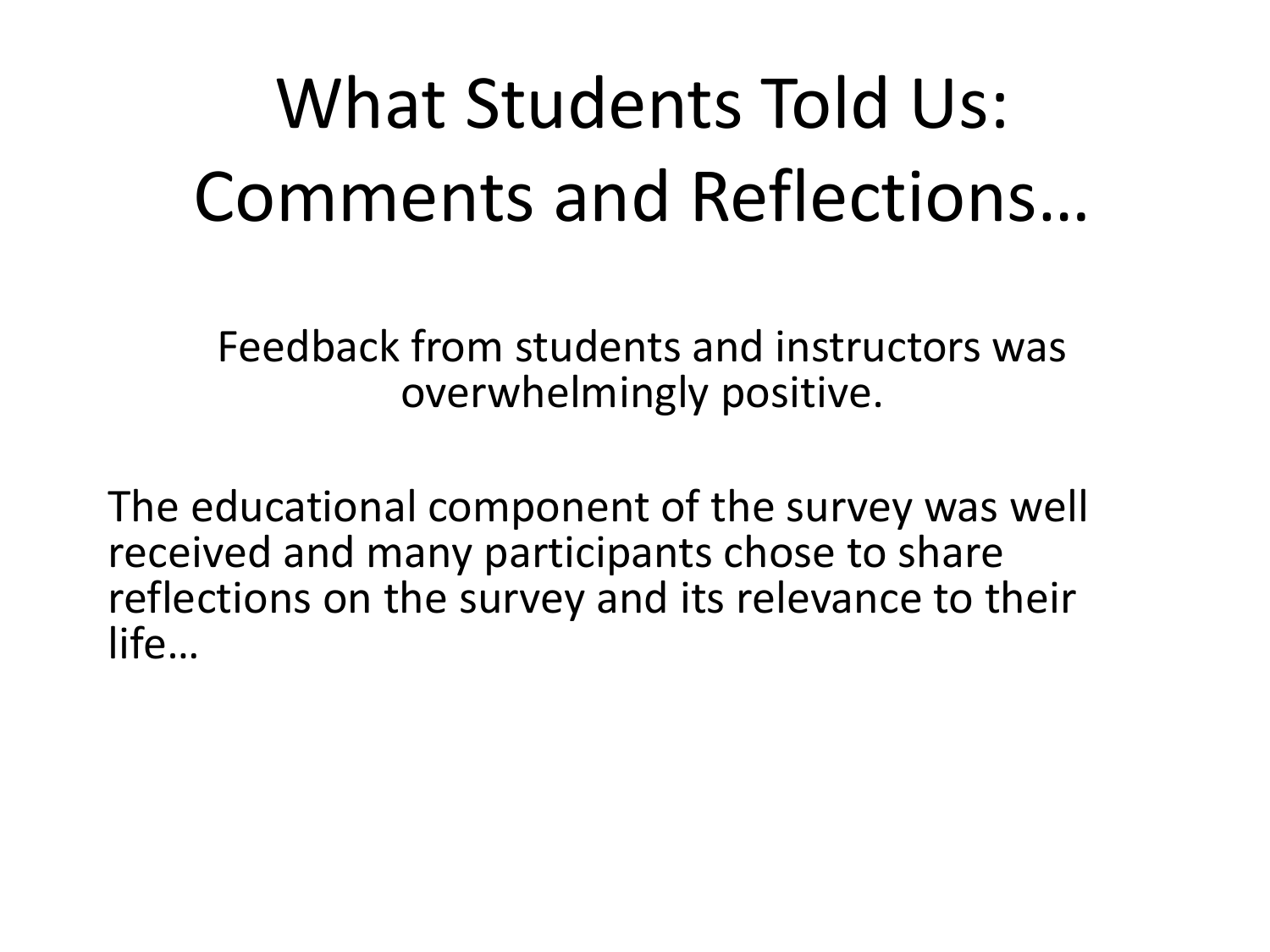# What Students Told Us: Comments and Reflections…

Feedback from students and instructors was overwhelmingly positive.

The educational component of the survey was well received and many participants chose to share reflections on the survey and its relevance to their life…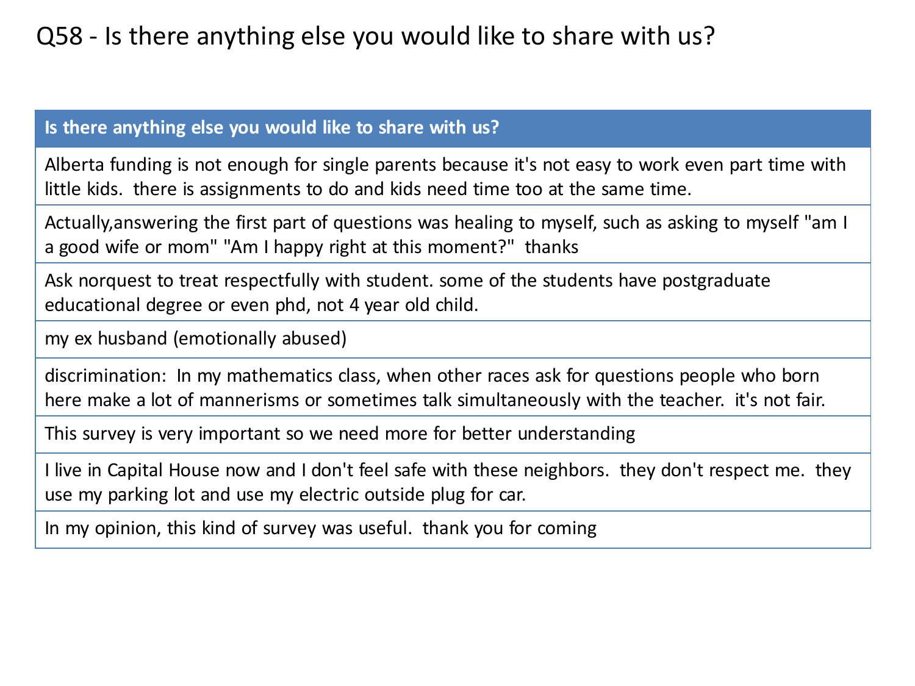# Q58 - Is there anything else you would like to share with us?

| Is there anything else you would like to share with us? |
| --- |
| Alberta funding is not enough for single parents because it's not easy to work even part time with little kids. there is assignments to do and kids need time too at the same time. |
| Actually,answering the first part of questions was healing to myself, such as asking to myself "am I a good wife or mom" "Am I happy right at this moment?" thanks |
| Ask norquest to treat respectfully with student. some of the students have postgraduate educational degree or even phd, not 4 year old child. |
| my ex husband (emotionally abused) |
| discrimination: In my mathematics class, when other races ask for questions people who born here make a lot of mannerisms or sometimes talk simultaneously with the teacher. it's not fair. |
| This survey is very important so we need more for better understanding |
| I live in Capital House now and I don't feel safe with these neighbors. they don't respect me. they use my parking lot and use my electric outside plug for car. |
| In my opinion, this kind of survey was useful. thank you for coming |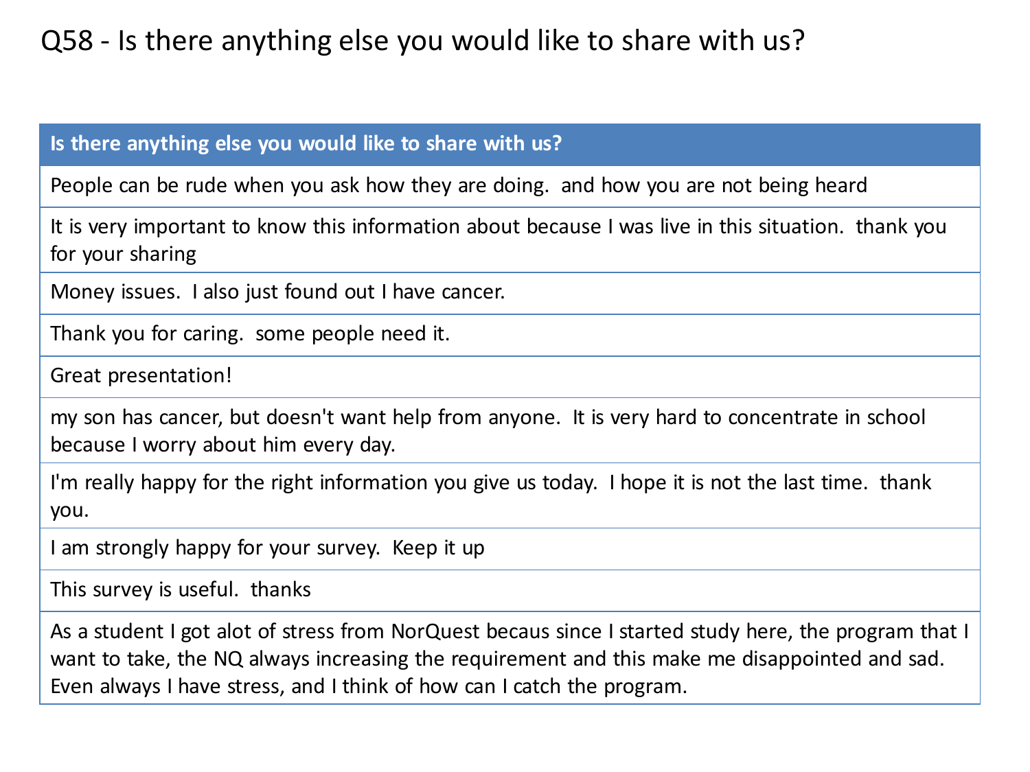# Q58 - Is there anything else you would like to share with us?

| Is there anything else you would like to share with us? |
|---|
| People can be rude when you ask how they are doing.  and how you are not being heard |
| It is very important to know this information about because I was live in this situation.  thank you for your sharing |
| Money issues.  I also just found out I have cancer. |
| Thank you for caring.  some people need it. |
| Great presentation! |
| my son has cancer, but doesn't want help from anyone.  It is very hard to concentrate in school because I worry about him every day. |
| I'm really happy for the right information you give us today.  I hope it is not the last time.  thank you. |
| I am strongly happy for your survey.  Keep it up |
| This survey is useful.  thanks |
| As a student I got alot of stress from NorQuest becaus since I started study here, the program that I want to take, the NQ always increasing the requirement and this make me disappointed and sad. Even always I have stress, and I think of how can I catch the program. |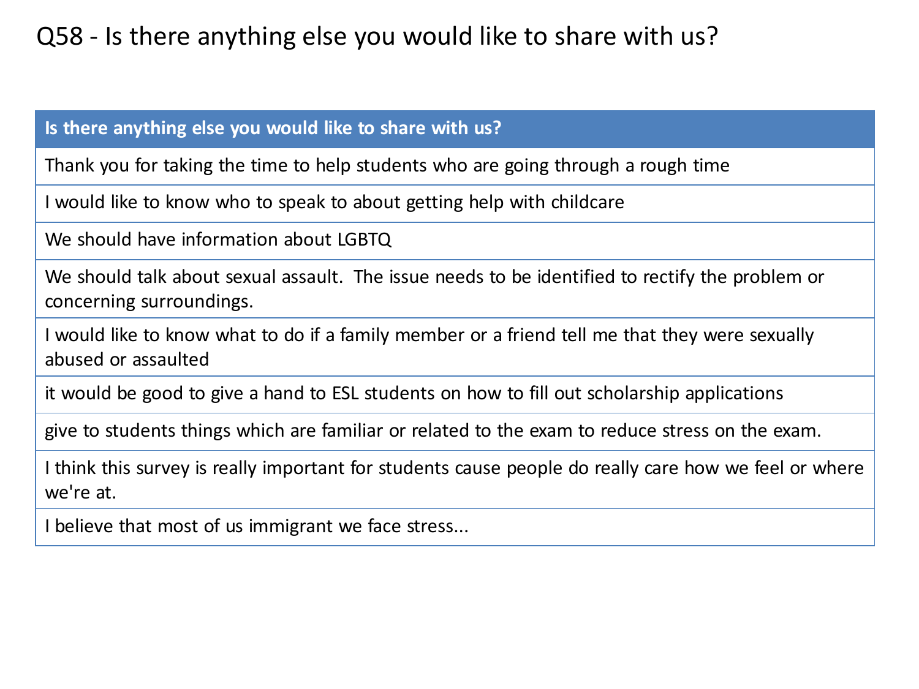# Q58 - Is there anything else you would like to share with us?

| Is there anything else you would like to share with us? |
|---|
| Thank you for taking the time to help students who are going through a rough time |
| I would like to know who to speak to about getting help with childcare |
| We should have information about LGBTQ |
| We should talk about sexual assault.  The issue needs to be identified to rectify the problem or concerning surroundings. |
| I would like to know what to do if a family member or a friend tell me that they were sexually abused or assaulted |
| it would be good to give a hand to ESL students on how to fill out scholarship applications |
| give to students things which are familiar or related to the exam to reduce stress on the exam. |
| I think this survey is really important for students cause people do really care how we feel or where we're at. |
| I believe that most of us immigrant we face stress... |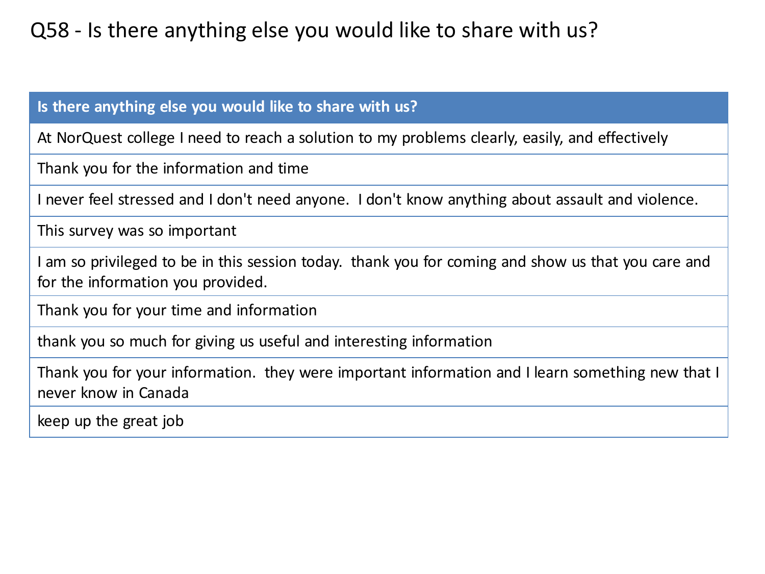# Q58 - Is there anything else you would like to share with us?

| Is there anything else you would like to share with us? |
|---|
| At NorQuest college I need to reach a solution to my problems clearly, easily, and effectively |
| Thank you for the information and time |
| I never feel stressed and I don't need anyone. I don't know anything about assault and violence. |
| This survey was so important |
| I am so privileged to be in this session today. thank you for coming and show us that you care and for the information you provided. |
| Thank you for your time and information |
| thank you so much for giving us useful and interesting information |
| Thank you for your information. they were important information and I learn something new that I never know in Canada |
| keep up the great job |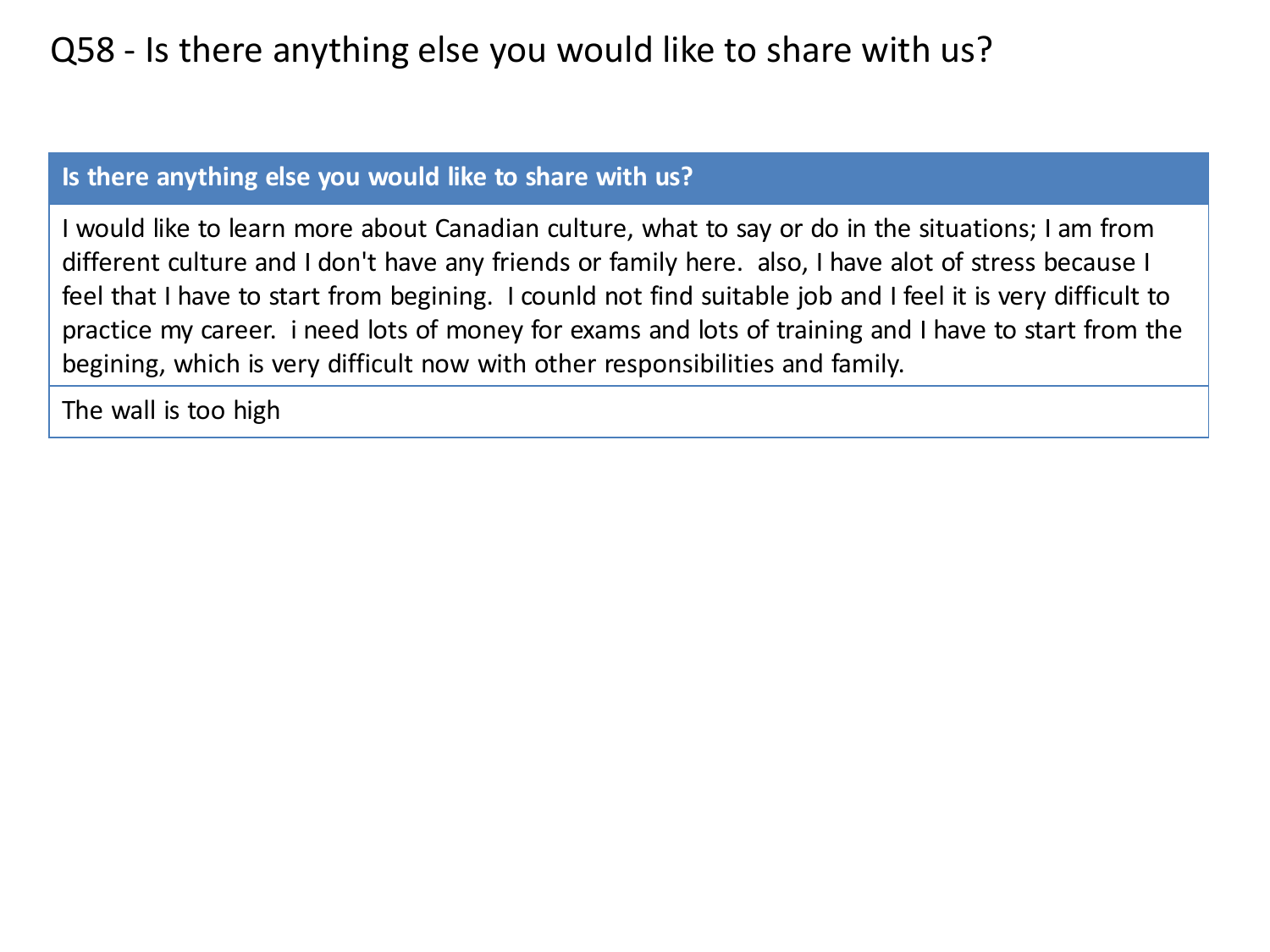# Q58 - Is there anything else you would like to share with us?

| Is there anything else you would like to share with us? |
| --- |
| I would like to learn more about Canadian culture, what to say or do in the situations; I am from different culture and I don't have any friends or family here.  also, I have alot of stress because I feel that I have to start from begining.  I counld not find suitable job and I feel it is very difficult to practice my career.  i need lots of money for exams and lots of training and I have to start from the begining, which is very difficult now with other responsibilities and family. |
| The wall is too high |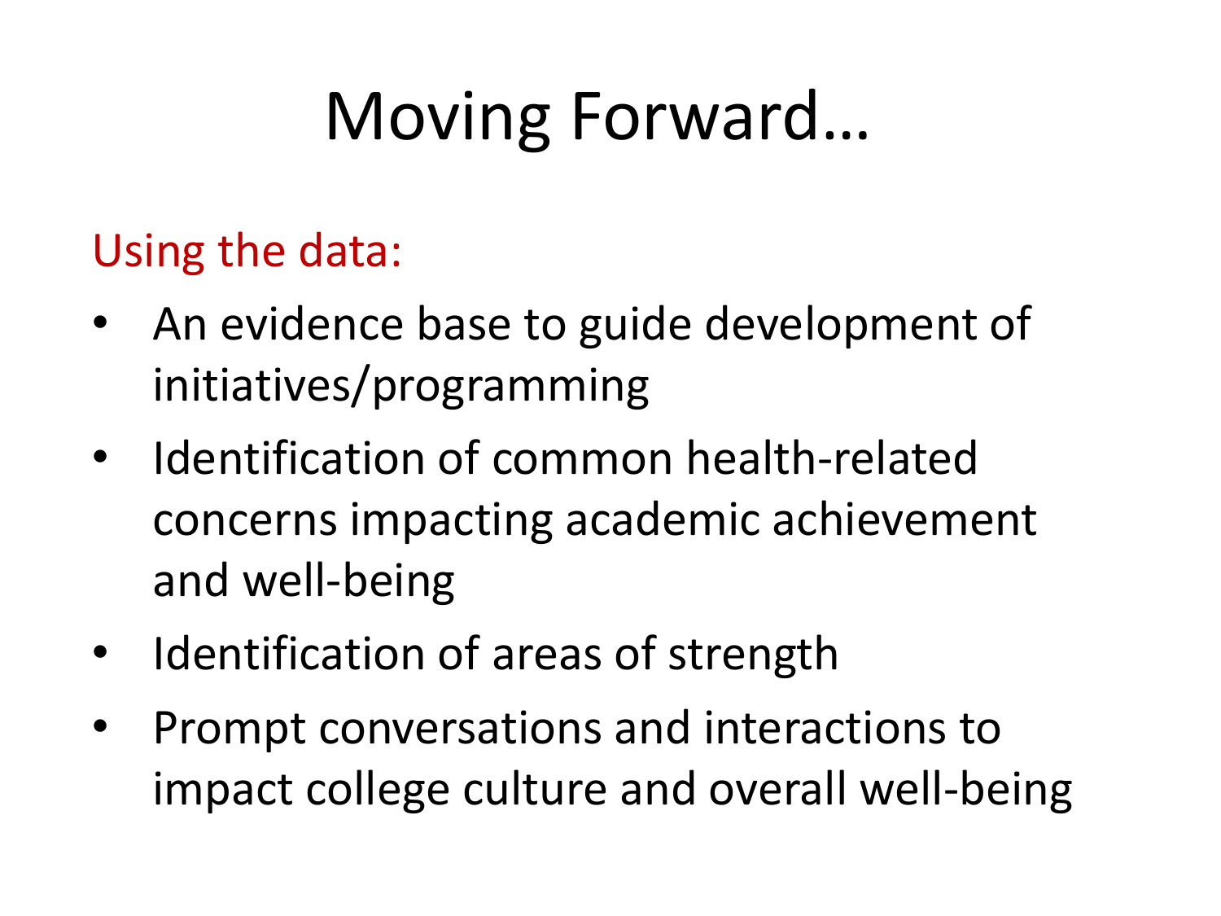# Moving Forward…

Using the data:

- An evidence base to guide development of initiatives/programming
- Identification of common health-related concerns impacting academic achievement and well-being
- Identification of areas of strength
- Prompt conversations and interactions to impact college culture and overall well-being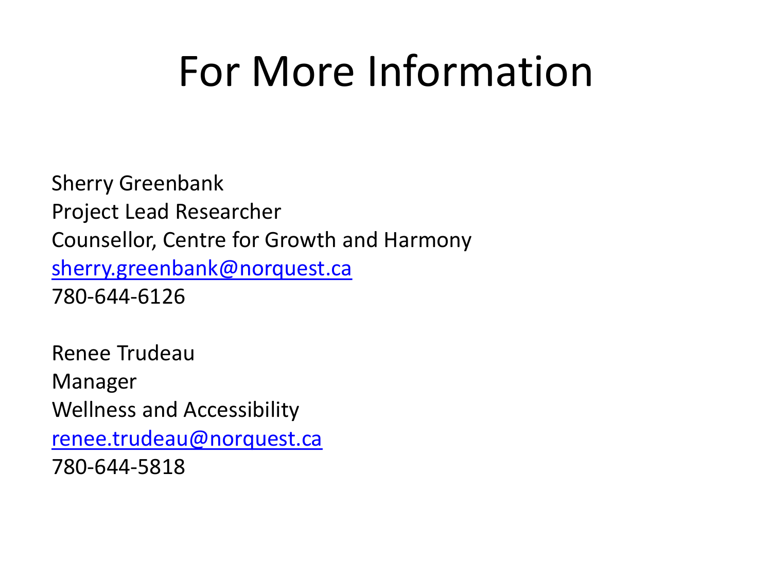# For More Information

Sherry Greenbank  
Project Lead Researcher  
Counsellor, Centre for Growth and Harmony  
sherry.greenbank@norquest.ca  
780-644-6126

Renee Trudeau  
Manager  
Wellness and Accessibility  
renee.trudeau@norquest.ca  
780-644-5818